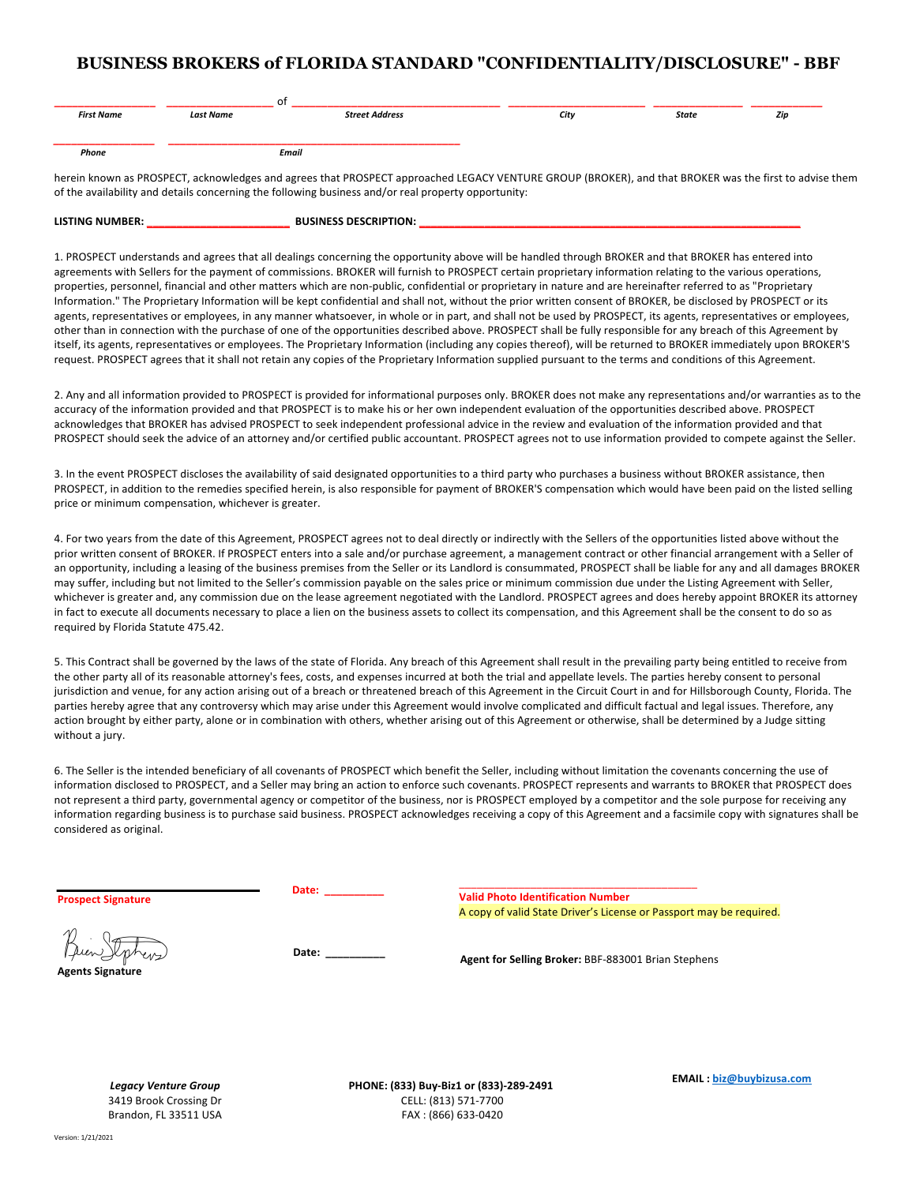# BUSINESS BROKERS of FLORIDA STANDARD "CONFIDENTIALITY/DISCLOSURE" - BBF

_______________ _______________ of _______________________________ ____________________ _____________ ___________

***First Name*** ***Last Name*** ***Street Address*** ***City*** ***State*** ***Zip***

_______________ ______________________________________________

***Phone*** ***Email***

herein known as PROSPECT, acknowledges and agrees that PROSPECT approached LEGACY VENTURE GROUP (BROKER), and that BROKER was the first to advise them of the availability and details concerning the following business and/or real property opportunity:

**LISTING NUMBER:** ______________________ **BUSINESS DESCRIPTION:** ____________________________________________________________

1. PROSPECT understands and agrees that all dealings concerning the opportunity above will be handled through BROKER and that BROKER has entered into agreements with Sellers for the payment of commissions. BROKER will furnish to PROSPECT certain proprietary information relating to the various operations, properties, personnel, financial and other matters which are non-public, confidential or proprietary in nature and are hereinafter referred to as "Proprietary Information." The Proprietary Information will be kept confidential and shall not, without the prior written consent of BROKER, be disclosed by PROSPECT or its agents, representatives or employees, in any manner whatsoever, in whole or in part, and shall not be used by PROSPECT, its agents, representatives or employees, other than in connection with the purchase of one of the opportunities described above. PROSPECT shall be fully responsible for any breach of this Agreement by itself, its agents, representatives or employees. The Proprietary Information (including any copies thereof), will be returned to BROKER immediately upon BROKER'S request. PROSPECT agrees that it shall not retain any copies of the Proprietary Information supplied pursuant to the terms and conditions of this Agreement.

2. Any and all information provided to PROSPECT is provided for informational purposes only. BROKER does not make any representations and/or warranties as to the accuracy of the information provided and that PROSPECT is to make his or her own independent evaluation of the opportunities described above. PROSPECT acknowledges that BROKER has advised PROSPECT to seek independent professional advice in the review and evaluation of the information provided and that PROSPECT should seek the advice of an attorney and/or certified public accountant. PROSPECT agrees not to use information provided to compete against the Seller.

3. In the event PROSPECT discloses the availability of said designated opportunities to a third party who purchases a business without BROKER assistance, then PROSPECT, in addition to the remedies specified herein, is also responsible for payment of BROKER'S compensation which would have been paid on the listed selling price or minimum compensation, whichever is greater.

4. For two years from the date of this Agreement, PROSPECT agrees not to deal directly or indirectly with the Sellers of the opportunities listed above without the prior written consent of BROKER. If PROSPECT enters into a sale and/or purchase agreement, a management contract or other financial arrangement with a Seller of an opportunity, including a leasing of the business premises from the Seller or its Landlord is consummated, PROSPECT shall be liable for any and all damages BROKER may suffer, including but not limited to the Seller's commission payable on the sales price or minimum commission due under the Listing Agreement with Seller, whichever is greater and, any commission due on the lease agreement negotiated with the Landlord. PROSPECT agrees and does hereby appoint BROKER its attorney in fact to execute all documents necessary to place a lien on the business assets to collect its compensation, and this Agreement shall be the consent to do so as required by Florida Statute 475.42.

5. This Contract shall be governed by the laws of the state of Florida. Any breach of this Agreement shall result in the prevailing party being entitled to receive from the other party all of its reasonable attorney's fees, costs, and expenses incurred at both the trial and appellate levels. The parties hereby consent to personal jurisdiction and venue, for any action arising out of a breach or threatened breach of this Agreement in the Circuit Court in and for Hillsborough County, Florida. The parties hereby agree that any controversy which may arise under this Agreement would involve complicated and difficult factual and legal issues. Therefore, any action brought by either party, alone or in combination with others, whether arising out of this Agreement or otherwise, shall be determined by a Judge sitting without a jury.

6. The Seller is the intended beneficiary of all covenants of PROSPECT which benefit the Seller, including without limitation the covenants concerning the use of information disclosed to PROSPECT, and a Seller may bring an action to enforce such covenants. PROSPECT represents and warrants to BROKER that PROSPECT does not represent a third party, governmental agency or competitor of the business, nor is PROSPECT employed by a competitor and the sole purpose for receiving any information regarding business is to purchase said business. PROSPECT acknowledges receiving a copy of this Agreement and a facsimile copy with signatures shall be considered as original.

______________________________ **Date:** __________ ________________________________________

**Prospect Signature** **Valid Photo Identification Number**

A copy of valid State Driver's License or Passport may be required.

[Signature] **Date:** __________

**Agents Signature** **Agent for Selling Broker:** BBF-883001 Brian Stephens

***Legacy Venture Group***
3419 Brook Crossing Dr
Brandon, FL 33511 USA

**PHONE: (833) Buy-Biz1 or (833)-289-2491**
CELL: (813) 571-7700
FAX : (866) 633-0420

**EMAIL :** biz@buybizusa.com

Version: 1/21/2021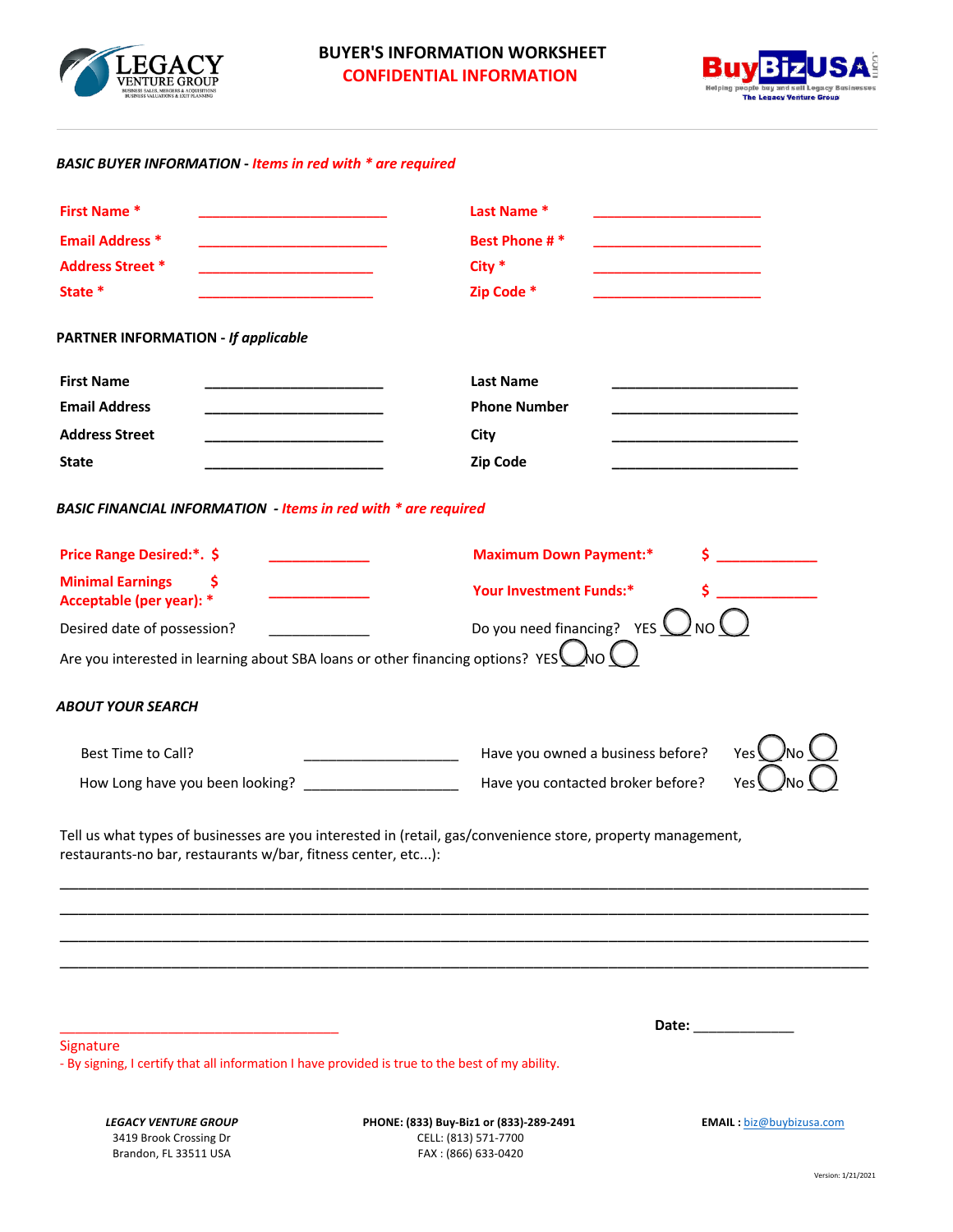# BUYER'S INFORMATION WORKSHEET

## CONFIDENTIAL INFORMATION

### *BASIC BUYER INFORMATION - Items in red with * are required*

**First Name *** ________________________ **Last Name *** ______________________

**Email Address *** ________________________ **Best Phone # *** ______________________

**Address Street *** ______________________ **City *** ______________________

**State *** ______________________ **Zip Code *** ______________________

### PARTNER INFORMATION - *If applicable*

**First Name** ______________________ **Last Name** ________________________

**Email Address** ______________________ **Phone Number** ________________________

**Address Street** ______________________ **City** ________________________

**State** ______________________ **Zip Code** ________________________

### *BASIC FINANCIAL INFORMATION - Items in red with * are required*

**Price Range Desired:*. $** _____________ **Maximum Down Payment:* $** _____________

**Minimal Earnings Acceptable (per year): * $** _____________ **Your Investment Funds:* $** _____________

Desired date of possession? _____________ Do you need financing? YES ◯ NO ◯

Are you interested in learning about SBA loans or other financing options? YES ◯ NO ◯

### *ABOUT YOUR SEARCH*

Best Time to Call? ____________________ Have you owned a business before? Yes ◯ No ◯

How Long have you been looking? ____________________ Have you contacted broker before? Yes ◯ No ◯

Tell us what types of businesses are you interested in (retail, gas/convenience store, property management, restaurants-no bar, restaurants w/bar, fitness center, etc...):

______________________________________________________________________________________

______________________________________________________________________________________

______________________________________________________________________________________

______________________________________________________________________________________

____________________________________ **Date:** _____________

Signature

- By signing, I certify that all information I have provided is true to the best of my ability.

***LEGACY VENTURE GROUP***
3419 Brook Crossing Dr
Brandon, FL 33511 USA

**PHONE: (833) Buy-Biz1 or (833)-289-2491**
CELL: (813) 571-7700
FAX : (866) 633-0420

**EMAIL :** biz@buybizusa.com

Version: 1/21/2021